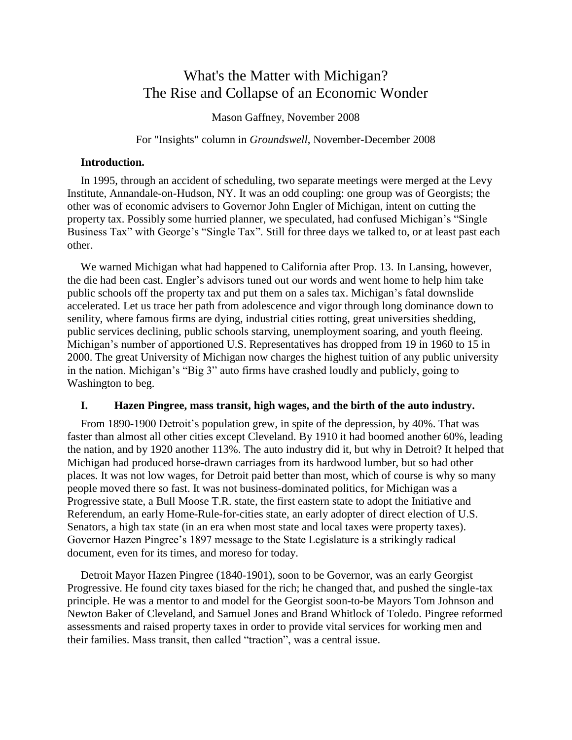# What's the Matter with Michigan?
# The Rise and Collapse of an Economic Wonder

Mason Gaffney, November 2008

For "Insights" column in *Groundswell*, November-December 2008

## Introduction.

In 1995, through an accident of scheduling, two separate meetings were merged at the Levy Institute, Annandale-on-Hudson, NY. It was an odd coupling: one group was of Georgists; the other was of economic advisers to Governor John Engler of Michigan, intent on cutting the property tax. Possibly some hurried planner, we speculated, had confused Michigan's "Single Business Tax" with George's "Single Tax". Still for three days we talked to, or at least past each other.

We warned Michigan what had happened to California after Prop. 13. In Lansing, however, the die had been cast. Engler's advisors tuned out our words and went home to help him take public schools off the property tax and put them on a sales tax. Michigan's fatal downslide accelerated. Let us trace her path from adolescence and vigor through long dominance down to senility, where famous firms are dying, industrial cities rotting, great universities shedding, public services declining, public schools starving, unemployment soaring, and youth fleeing. Michigan's number of apportioned U.S. Representatives has dropped from 19 in 1960 to 15 in 2000. The great University of Michigan now charges the highest tuition of any public university in the nation. Michigan's "Big 3" auto firms have crashed loudly and publicly, going to Washington to beg.

## I. Hazen Pingree, mass transit, high wages, and the birth of the auto industry.

From 1890-1900 Detroit's population grew, in spite of the depression, by 40%. That was faster than almost all other cities except Cleveland. By 1910 it had boomed another 60%, leading the nation, and by 1920 another 113%. The auto industry did it, but why in Detroit? It helped that Michigan had produced horse-drawn carriages from its hardwood lumber, but so had other places. It was not low wages, for Detroit paid better than most, which of course is why so many people moved there so fast. It was not business-dominated politics, for Michigan was a Progressive state, a Bull Moose T.R. state, the first eastern state to adopt the Initiative and Referendum, an early Home-Rule-for-cities state, an early adopter of direct election of U.S. Senators, a high tax state (in an era when most state and local taxes were property taxes). Governor Hazen Pingree's 1897 message to the State Legislature is a strikingly radical document, even for its times, and moreso for today.

Detroit Mayor Hazen Pingree (1840-1901), soon to be Governor, was an early Georgist Progressive. He found city taxes biased for the rich; he changed that, and pushed the single-tax principle. He was a mentor to and model for the Georgist soon-to-be Mayors Tom Johnson and Newton Baker of Cleveland, and Samuel Jones and Brand Whitlock of Toledo. Pingree reformed assessments and raised property taxes in order to provide vital services for working men and their families. Mass transit, then called "traction", was a central issue.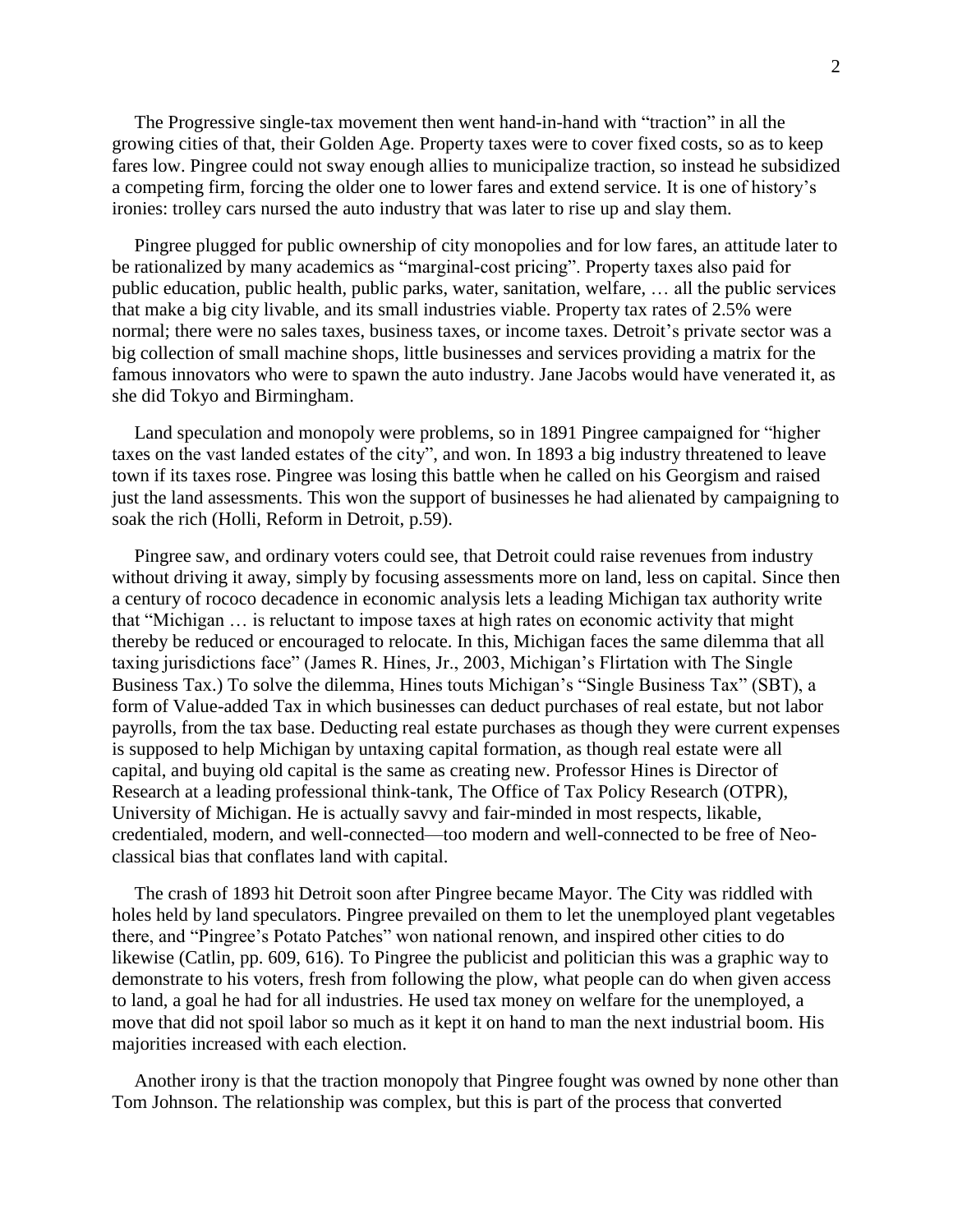The Progressive single-tax movement then went hand-in-hand with "traction" in all the growing cities of that, their Golden Age. Property taxes were to cover fixed costs, so as to keep fares low. Pingree could not sway enough allies to municipalize traction, so instead he subsidized a competing firm, forcing the older one to lower fares and extend service. It is one of history's ironies: trolley cars nursed the auto industry that was later to rise up and slay them.

Pingree plugged for public ownership of city monopolies and for low fares, an attitude later to be rationalized by many academics as "marginal-cost pricing". Property taxes also paid for public education, public health, public parks, water, sanitation, welfare, … all the public services that make a big city livable, and its small industries viable. Property tax rates of 2.5% were normal; there were no sales taxes, business taxes, or income taxes. Detroit's private sector was a big collection of small machine shops, little businesses and services providing a matrix for the famous innovators who were to spawn the auto industry. Jane Jacobs would have venerated it, as she did Tokyo and Birmingham.

Land speculation and monopoly were problems, so in 1891 Pingree campaigned for "higher taxes on the vast landed estates of the city", and won. In 1893 a big industry threatened to leave town if its taxes rose. Pingree was losing this battle when he called on his Georgism and raised just the land assessments. This won the support of businesses he had alienated by campaigning to soak the rich (Holli, Reform in Detroit, p.59).

Pingree saw, and ordinary voters could see, that Detroit could raise revenues from industry without driving it away, simply by focusing assessments more on land, less on capital. Since then a century of rococo decadence in economic analysis lets a leading Michigan tax authority write that "Michigan … is reluctant to impose taxes at high rates on economic activity that might thereby be reduced or encouraged to relocate. In this, Michigan faces the same dilemma that all taxing jurisdictions face" (James R. Hines, Jr., 2003, Michigan's Flirtation with The Single Business Tax.) To solve the dilemma, Hines touts Michigan's "Single Business Tax" (SBT), a form of Value-added Tax in which businesses can deduct purchases of real estate, but not labor payrolls, from the tax base. Deducting real estate purchases as though they were current expenses is supposed to help Michigan by untaxing capital formation, as though real estate were all capital, and buying old capital is the same as creating new. Professor Hines is Director of Research at a leading professional think-tank, The Office of Tax Policy Research (OTPR), University of Michigan. He is actually savvy and fair-minded in most respects, likable, credentialed, modern, and well-connected—too modern and well-connected to be free of Neo-classical bias that conflates land with capital.

The crash of 1893 hit Detroit soon after Pingree became Mayor. The City was riddled with holes held by land speculators. Pingree prevailed on them to let the unemployed plant vegetables there, and "Pingree's Potato Patches" won national renown, and inspired other cities to do likewise (Catlin, pp. 609, 616). To Pingree the publicist and politician this was a graphic way to demonstrate to his voters, fresh from following the plow, what people can do when given access to land, a goal he had for all industries. He used tax money on welfare for the unemployed, a move that did not spoil labor so much as it kept it on hand to man the next industrial boom. His majorities increased with each election.

Another irony is that the traction monopoly that Pingree fought was owned by none other than Tom Johnson. The relationship was complex, but this is part of the process that converted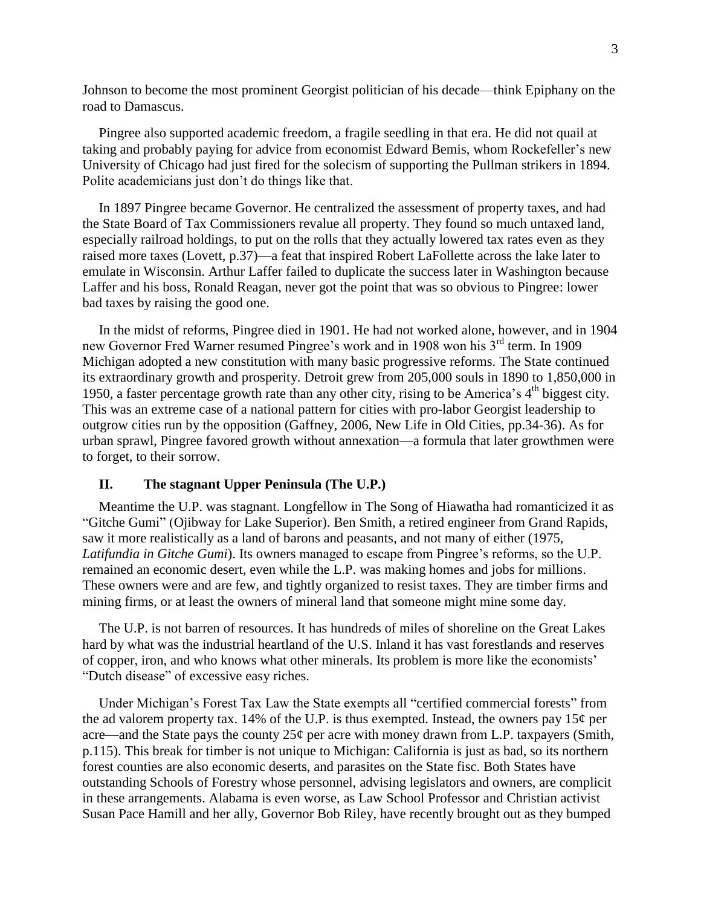Johnson to become the most prominent Georgist politician of his decade—think Epiphany on the road to Damascus.

Pingree also supported academic freedom, a fragile seedling in that era. He did not quail at taking and probably paying for advice from economist Edward Bemis, whom Rockefeller's new University of Chicago had just fired for the solecism of supporting the Pullman strikers in 1894. Polite academicians just don't do things like that.

In 1897 Pingree became Governor. He centralized the assessment of property taxes, and had the State Board of Tax Commissioners revalue all property. They found so much untaxed land, especially railroad holdings, to put on the rolls that they actually lowered tax rates even as they raised more taxes (Lovett, p.37)—a feat that inspired Robert LaFollette across the lake later to emulate in Wisconsin. Arthur Laffer failed to duplicate the success later in Washington because Laffer and his boss, Ronald Reagan, never got the point that was so obvious to Pingree: lower bad taxes by raising the good one.

In the midst of reforms, Pingree died in 1901. He had not worked alone, however, and in 1904 new Governor Fred Warner resumed Pingree's work and in 1908 won his 3rd term. In 1909 Michigan adopted a new constitution with many basic progressive reforms. The State continued its extraordinary growth and prosperity. Detroit grew from 205,000 souls in 1890 to 1,850,000 in 1950, a faster percentage growth rate than any other city, rising to be America's 4th biggest city. This was an extreme case of a national pattern for cities with pro-labor Georgist leadership to outgrow cities run by the opposition (Gaffney, 2006, New Life in Old Cities, pp.34-36). As for urban sprawl, Pingree favored growth without annexation—a formula that later growthmen were to forget, to their sorrow.

## II. The stagnant Upper Peninsula (The U.P.)

Meantime the U.P. was stagnant. Longfellow in The Song of Hiawatha had romanticized it as "Gitche Gumi" (Ojibway for Lake Superior). Ben Smith, a retired engineer from Grand Rapids, saw it more realistically as a land of barons and peasants, and not many of either (1975, *Latifundia in Gitche Gumi*). Its owners managed to escape from Pingree's reforms, so the U.P. remained an economic desert, even while the L.P. was making homes and jobs for millions. These owners were and are few, and tightly organized to resist taxes. They are timber firms and mining firms, or at least the owners of mineral land that someone might mine some day.

The U.P. is not barren of resources. It has hundreds of miles of shoreline on the Great Lakes hard by what was the industrial heartland of the U.S. Inland it has vast forestlands and reserves of copper, iron, and who knows what other minerals. Its problem is more like the economists' "Dutch disease" of excessive easy riches.

Under Michigan's Forest Tax Law the State exempts all "certified commercial forests" from the ad valorem property tax. 14% of the U.P. is thus exempted. Instead, the owners pay 15¢ per acre—and the State pays the county 25¢ per acre with money drawn from L.P. taxpayers (Smith, p.115). This break for timber is not unique to Michigan: California is just as bad, so its northern forest counties are also economic deserts, and parasites on the State fisc. Both States have outstanding Schools of Forestry whose personnel, advising legislators and owners, are complicit in these arrangements. Alabama is even worse, as Law School Professor and Christian activist Susan Pace Hamill and her ally, Governor Bob Riley, have recently brought out as they bumped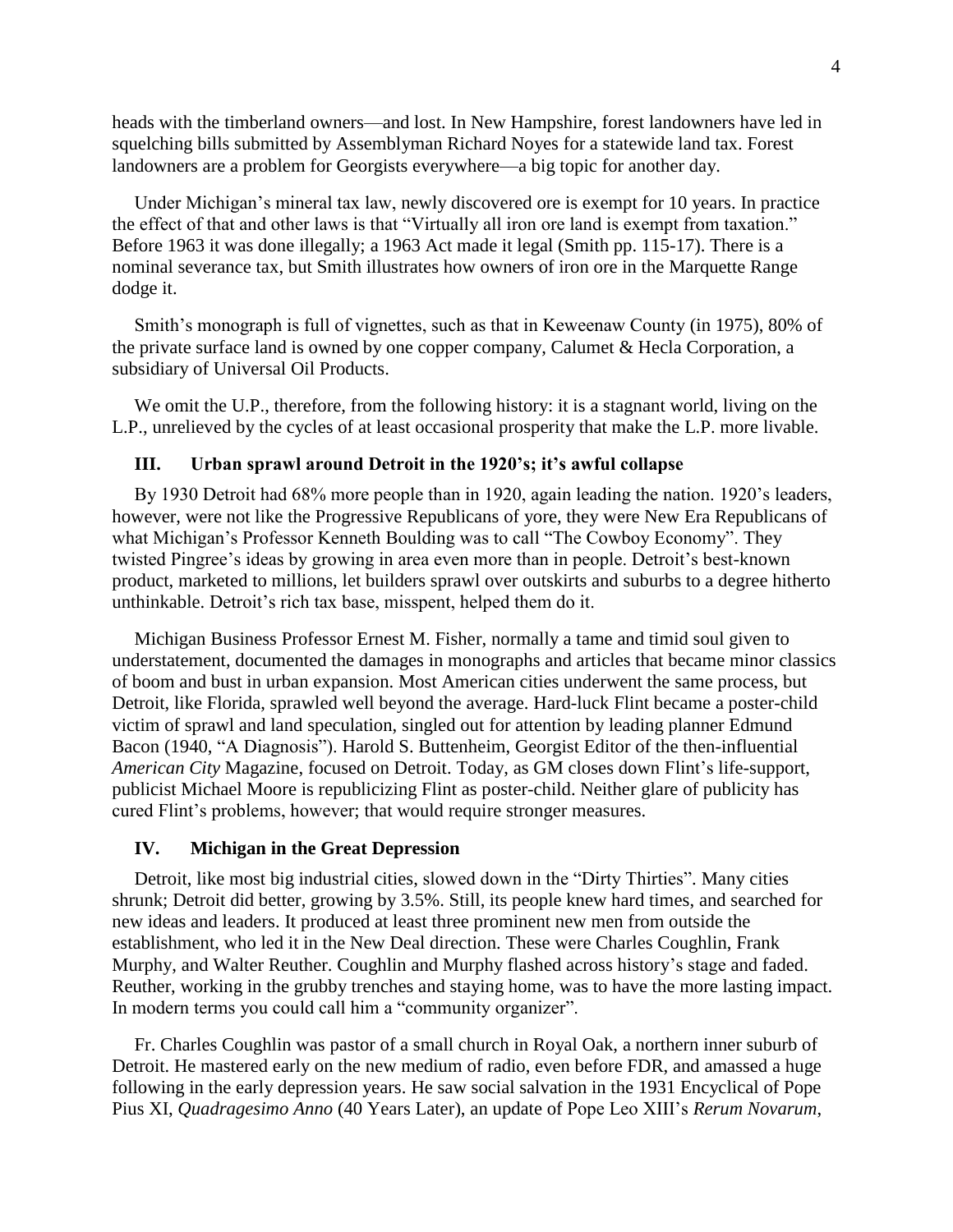heads with the timberland owners—and lost. In New Hampshire, forest landowners have led in squelching bills submitted by Assemblyman Richard Noyes for a statewide land tax. Forest landowners are a problem for Georgists everywhere—a big topic for another day.

Under Michigan's mineral tax law, newly discovered ore is exempt for 10 years. In practice the effect of that and other laws is that "Virtually all iron ore land is exempt from taxation." Before 1963 it was done illegally; a 1963 Act made it legal (Smith pp. 115-17). There is a nominal severance tax, but Smith illustrates how owners of iron ore in the Marquette Range dodge it.

Smith's monograph is full of vignettes, such as that in Keweenaw County (in 1975), 80% of the private surface land is owned by one copper company, Calumet & Hecla Corporation, a subsidiary of Universal Oil Products.

We omit the U.P., therefore, from the following history: it is a stagnant world, living on the L.P., unrelieved by the cycles of at least occasional prosperity that make the L.P. more livable.

## III. Urban sprawl around Detroit in the 1920's; it's awful collapse

By 1930 Detroit had 68% more people than in 1920, again leading the nation. 1920's leaders, however, were not like the Progressive Republicans of yore, they were New Era Republicans of what Michigan's Professor Kenneth Boulding was to call "The Cowboy Economy". They twisted Pingree's ideas by growing in area even more than in people. Detroit's best-known product, marketed to millions, let builders sprawl over outskirts and suburbs to a degree hitherto unthinkable. Detroit's rich tax base, misspent, helped them do it.

Michigan Business Professor Ernest M. Fisher, normally a tame and timid soul given to understatement, documented the damages in monographs and articles that became minor classics of boom and bust in urban expansion. Most American cities underwent the same process, but Detroit, like Florida, sprawled well beyond the average. Hard-luck Flint became a poster-child victim of sprawl and land speculation, singled out for attention by leading planner Edmund Bacon (1940, "A Diagnosis"). Harold S. Buttenheim, Georgist Editor of the then-influential *American City* Magazine, focused on Detroit. Today, as GM closes down Flint's life-support, publicist Michael Moore is republicizing Flint as poster-child. Neither glare of publicity has cured Flint's problems, however; that would require stronger measures.

## IV. Michigan in the Great Depression

Detroit, like most big industrial cities, slowed down in the "Dirty Thirties". Many cities shrunk; Detroit did better, growing by 3.5%. Still, its people knew hard times, and searched for new ideas and leaders. It produced at least three prominent new men from outside the establishment, who led it in the New Deal direction. These were Charles Coughlin, Frank Murphy, and Walter Reuther. Coughlin and Murphy flashed across history's stage and faded. Reuther, working in the grubby trenches and staying home, was to have the more lasting impact. In modern terms you could call him a "community organizer".

Fr. Charles Coughlin was pastor of a small church in Royal Oak, a northern inner suburb of Detroit. He mastered early on the new medium of radio, even before FDR, and amassed a huge following in the early depression years. He saw social salvation in the 1931 Encyclical of Pope Pius XI, *Quadragesimo Anno* (40 Years Later), an update of Pope Leo XIII's *Rerum Novarum*,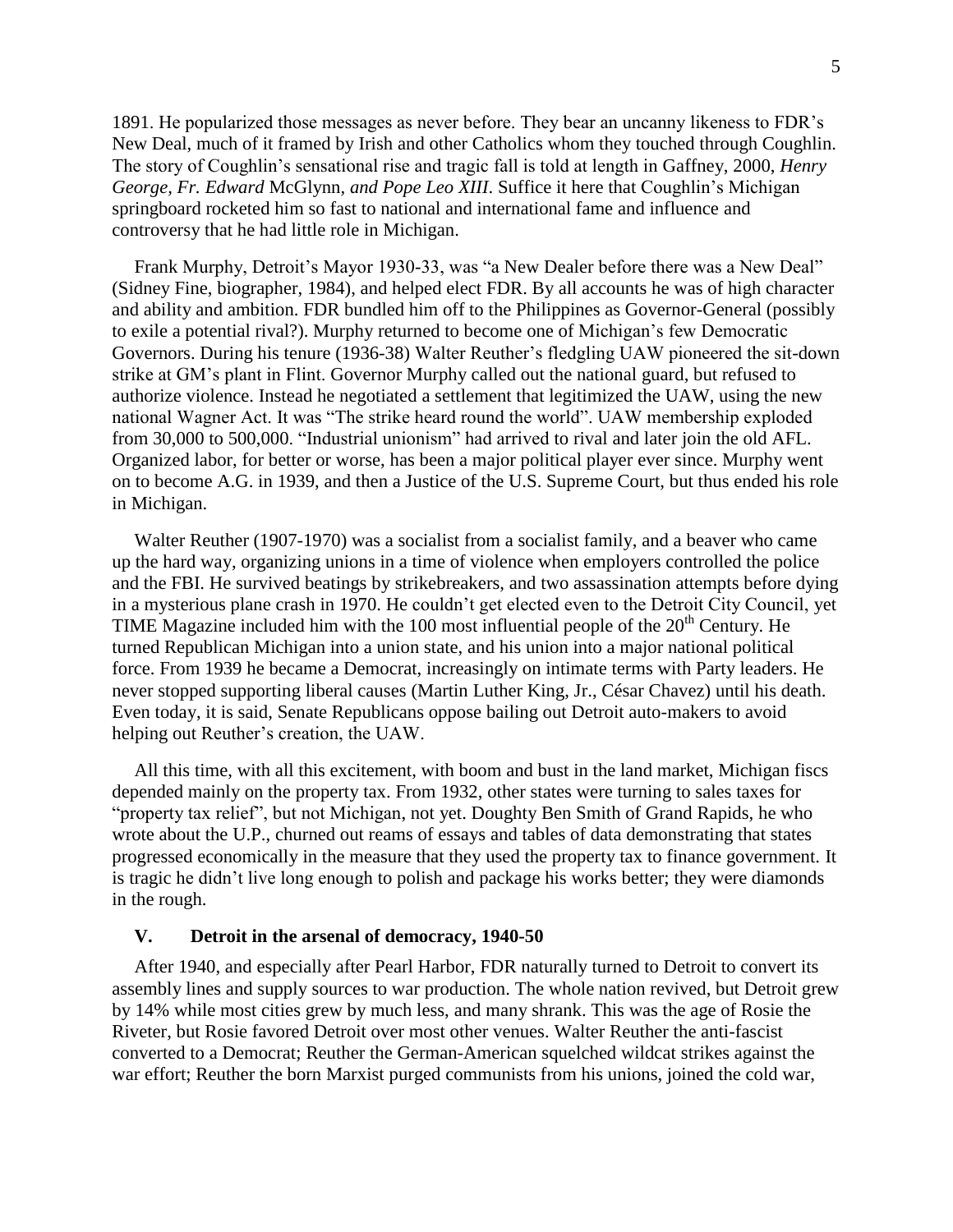1891. He popularized those messages as never before. They bear an uncanny likeness to FDR's New Deal, much of it framed by Irish and other Catholics whom they touched through Coughlin. The story of Coughlin's sensational rise and tragic fall is told at length in Gaffney, 2000, *Henry George, Fr. Edward* McGlynn*, and Pope Leo XIII*. Suffice it here that Coughlin's Michigan springboard rocketed him so fast to national and international fame and influence and controversy that he had little role in Michigan.

Frank Murphy, Detroit's Mayor 1930-33, was "a New Dealer before there was a New Deal" (Sidney Fine, biographer, 1984), and helped elect FDR. By all accounts he was of high character and ability and ambition. FDR bundled him off to the Philippines as Governor-General (possibly to exile a potential rival?). Murphy returned to become one of Michigan's few Democratic Governors. During his tenure (1936-38) Walter Reuther's fledgling UAW pioneered the sit-down strike at GM's plant in Flint. Governor Murphy called out the national guard, but refused to authorize violence. Instead he negotiated a settlement that legitimized the UAW, using the new national Wagner Act. It was "The strike heard round the world". UAW membership exploded from 30,000 to 500,000. "Industrial unionism" had arrived to rival and later join the old AFL. Organized labor, for better or worse, has been a major political player ever since. Murphy went on to become A.G. in 1939, and then a Justice of the U.S. Supreme Court, but thus ended his role in Michigan.

Walter Reuther (1907-1970) was a socialist from a socialist family, and a beaver who came up the hard way, organizing unions in a time of violence when employers controlled the police and the FBI. He survived beatings by strikebreakers, and two assassination attempts before dying in a mysterious plane crash in 1970. He couldn't get elected even to the Detroit City Council, yet TIME Magazine included him with the 100 most influential people of the 20th Century. He turned Republican Michigan into a union state, and his union into a major national political force. From 1939 he became a Democrat, increasingly on intimate terms with Party leaders. He never stopped supporting liberal causes (Martin Luther King, Jr., César Chavez) until his death. Even today, it is said, Senate Republicans oppose bailing out Detroit auto-makers to avoid helping out Reuther's creation, the UAW.

All this time, with all this excitement, with boom and bust in the land market, Michigan fiscs depended mainly on the property tax. From 1932, other states were turning to sales taxes for "property tax relief", but not Michigan, not yet. Doughty Ben Smith of Grand Rapids, he who wrote about the U.P., churned out reams of essays and tables of data demonstrating that states progressed economically in the measure that they used the property tax to finance government. It is tragic he didn't live long enough to polish and package his works better; they were diamonds in the rough.

## V. Detroit in the arsenal of democracy, 1940-50

After 1940, and especially after Pearl Harbor, FDR naturally turned to Detroit to convert its assembly lines and supply sources to war production. The whole nation revived, but Detroit grew by 14% while most cities grew by much less, and many shrank. This was the age of Rosie the Riveter, but Rosie favored Detroit over most other venues. Walter Reuther the anti-fascist converted to a Democrat; Reuther the German-American squelched wildcat strikes against the war effort; Reuther the born Marxist purged communists from his unions, joined the cold war,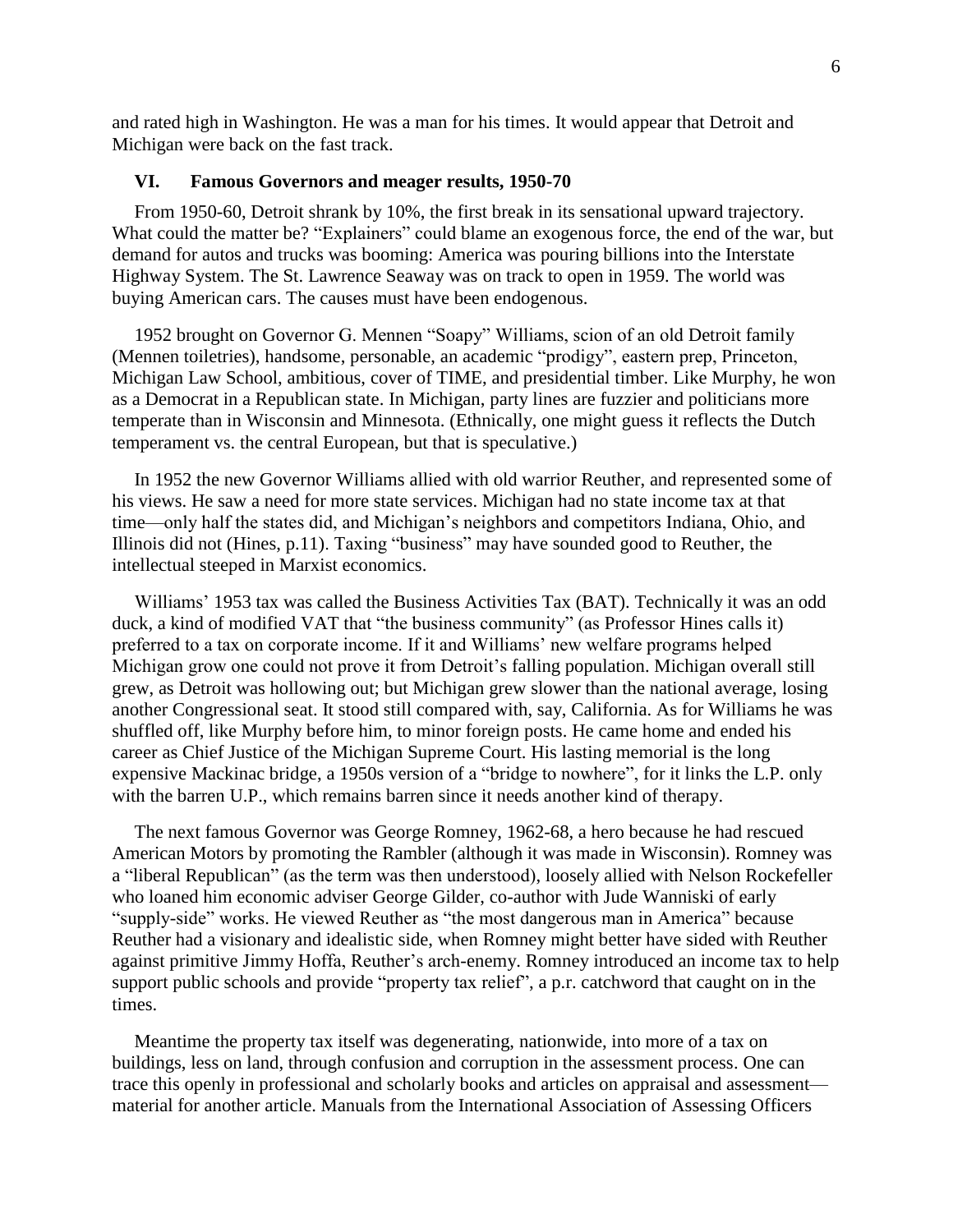and rated high in Washington. He was a man for his times. It would appear that Detroit and Michigan were back on the fast track.

## VI. Famous Governors and meager results, 1950-70

From 1950-60, Detroit shrank by 10%, the first break in its sensational upward trajectory. What could the matter be? "Explainers" could blame an exogenous force, the end of the war, but demand for autos and trucks was booming: America was pouring billions into the Interstate Highway System. The St. Lawrence Seaway was on track to open in 1959. The world was buying American cars. The causes must have been endogenous.

1952 brought on Governor G. Mennen "Soapy" Williams, scion of an old Detroit family (Mennen toiletries), handsome, personable, an academic "prodigy", eastern prep, Princeton, Michigan Law School, ambitious, cover of TIME, and presidential timber. Like Murphy, he won as a Democrat in a Republican state. In Michigan, party lines are fuzzier and politicians more temperate than in Wisconsin and Minnesota. (Ethnically, one might guess it reflects the Dutch temperament vs. the central European, but that is speculative.)

In 1952 the new Governor Williams allied with old warrior Reuther, and represented some of his views. He saw a need for more state services. Michigan had no state income tax at that time—only half the states did, and Michigan's neighbors and competitors Indiana, Ohio, and Illinois did not (Hines, p.11). Taxing "business" may have sounded good to Reuther, the intellectual steeped in Marxist economics.

Williams' 1953 tax was called the Business Activities Tax (BAT). Technically it was an odd duck, a kind of modified VAT that "the business community" (as Professor Hines calls it) preferred to a tax on corporate income. If it and Williams' new welfare programs helped Michigan grow one could not prove it from Detroit's falling population. Michigan overall still grew, as Detroit was hollowing out; but Michigan grew slower than the national average, losing another Congressional seat. It stood still compared with, say, California. As for Williams he was shuffled off, like Murphy before him, to minor foreign posts. He came home and ended his career as Chief Justice of the Michigan Supreme Court. His lasting memorial is the long expensive Mackinac bridge, a 1950s version of a "bridge to nowhere", for it links the L.P. only with the barren U.P., which remains barren since it needs another kind of therapy.

The next famous Governor was George Romney, 1962-68, a hero because he had rescued American Motors by promoting the Rambler (although it was made in Wisconsin). Romney was a "liberal Republican" (as the term was then understood), loosely allied with Nelson Rockefeller who loaned him economic adviser George Gilder, co-author with Jude Wanniski of early "supply-side" works. He viewed Reuther as "the most dangerous man in America" because Reuther had a visionary and idealistic side, when Romney might better have sided with Reuther against primitive Jimmy Hoffa, Reuther's arch-enemy. Romney introduced an income tax to help support public schools and provide "property tax relief", a p.r. catchword that caught on in the times.

Meantime the property tax itself was degenerating, nationwide, into more of a tax on buildings, less on land, through confusion and corruption in the assessment process. One can trace this openly in professional and scholarly books and articles on appraisal and assessment—material for another article. Manuals from the International Association of Assessing Officers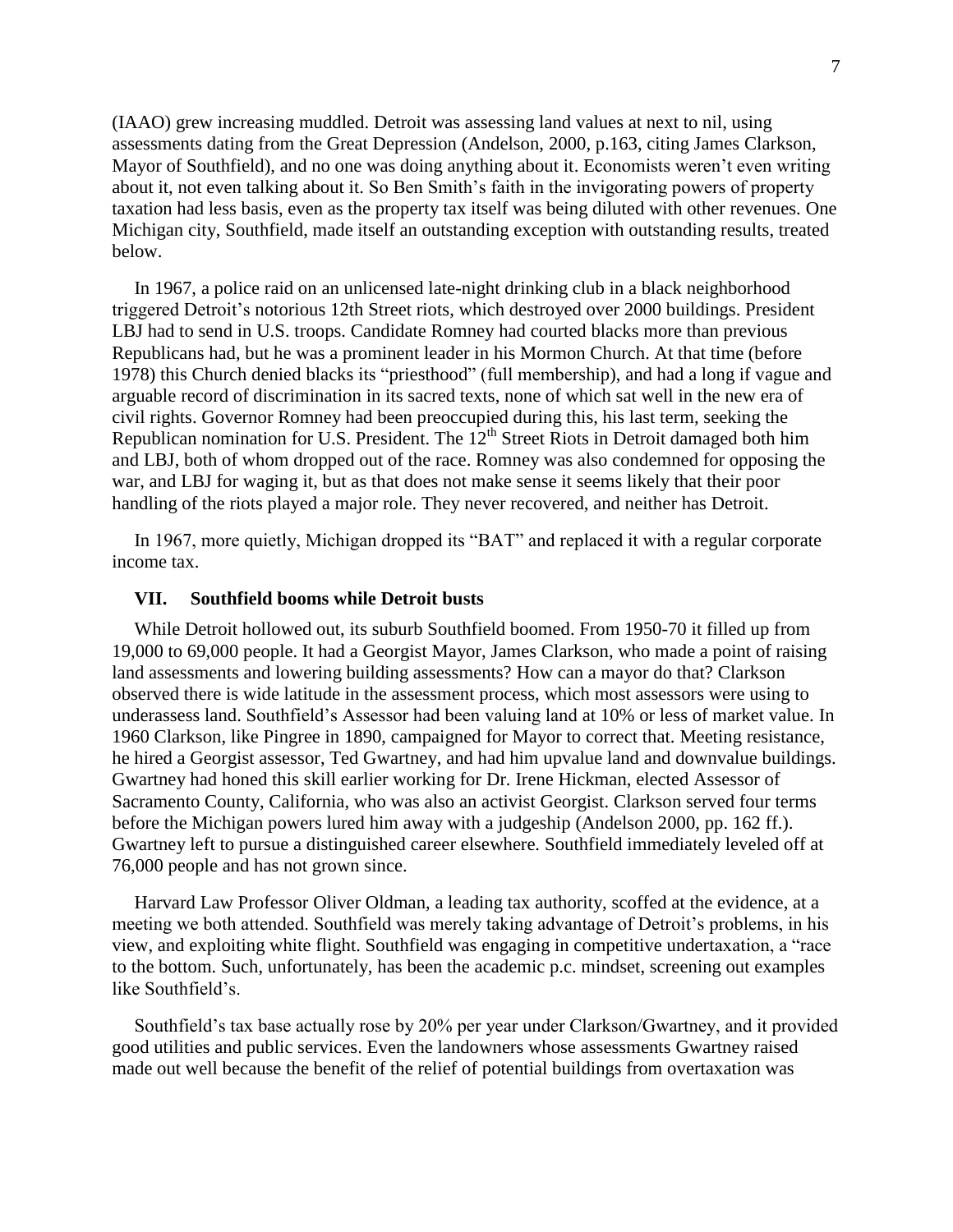(IAAO) grew increasing muddled. Detroit was assessing land values at next to nil, using assessments dating from the Great Depression (Andelson, 2000, p.163, citing James Clarkson, Mayor of Southfield), and no one was doing anything about it. Economists weren't even writing about it, not even talking about it. So Ben Smith's faith in the invigorating powers of property taxation had less basis, even as the property tax itself was being diluted with other revenues. One Michigan city, Southfield, made itself an outstanding exception with outstanding results, treated below.

In 1967, a police raid on an unlicensed late-night drinking club in a black neighborhood triggered Detroit's notorious 12th Street riots, which destroyed over 2000 buildings. President LBJ had to send in U.S. troops. Candidate Romney had courted blacks more than previous Republicans had, but he was a prominent leader in his Mormon Church. At that time (before 1978) this Church denied blacks its "priesthood" (full membership), and had a long if vague and arguable record of discrimination in its sacred texts, none of which sat well in the new era of civil rights. Governor Romney had been preoccupied during this, his last term, seeking the Republican nomination for U.S. President. The 12th Street Riots in Detroit damaged both him and LBJ, both of whom dropped out of the race. Romney was also condemned for opposing the war, and LBJ for waging it, but as that does not make sense it seems likely that their poor handling of the riots played a major role. They never recovered, and neither has Detroit.

In 1967, more quietly, Michigan dropped its "BAT" and replaced it with a regular corporate income tax.

### VII. Southfield booms while Detroit busts

While Detroit hollowed out, its suburb Southfield boomed. From 1950-70 it filled up from 19,000 to 69,000 people. It had a Georgist Mayor, James Clarkson, who made a point of raising land assessments and lowering building assessments? How can a mayor do that? Clarkson observed there is wide latitude in the assessment process, which most assessors were using to underassess land. Southfield's Assessor had been valuing land at 10% or less of market value. In 1960 Clarkson, like Pingree in 1890, campaigned for Mayor to correct that. Meeting resistance, he hired a Georgist assessor, Ted Gwartney, and had him upvalue land and downvalue buildings. Gwartney had honed this skill earlier working for Dr. Irene Hickman, elected Assessor of Sacramento County, California, who was also an activist Georgist. Clarkson served four terms before the Michigan powers lured him away with a judgeship (Andelson 2000, pp. 162 ff.). Gwartney left to pursue a distinguished career elsewhere. Southfield immediately leveled off at 76,000 people and has not grown since.

Harvard Law Professor Oliver Oldman, a leading tax authority, scoffed at the evidence, at a meeting we both attended. Southfield was merely taking advantage of Detroit's problems, in his view, and exploiting white flight. Southfield was engaging in competitive undertaxation, a "race to the bottom. Such, unfortunately, has been the academic p.c. mindset, screening out examples like Southfield's.

Southfield's tax base actually rose by 20% per year under Clarkson/Gwartney, and it provided good utilities and public services. Even the landowners whose assessments Gwartney raised made out well because the benefit of the relief of potential buildings from overtaxation was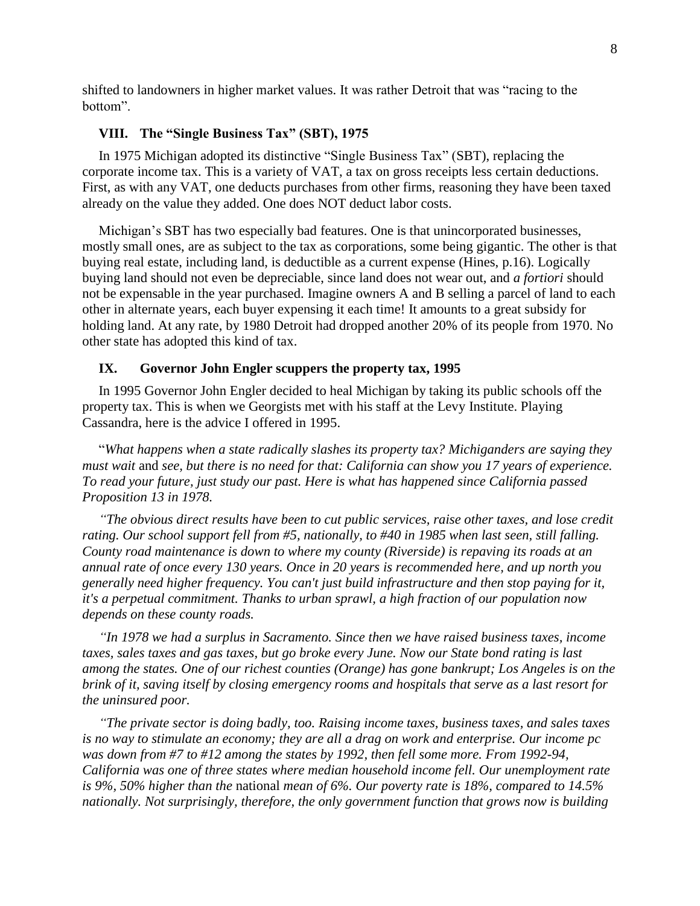shifted to landowners in higher market values. It was rather Detroit that was "racing to the bottom".

## VIII. The "Single Business Tax" (SBT), 1975

In 1975 Michigan adopted its distinctive "Single Business Tax" (SBT), replacing the corporate income tax. This is a variety of VAT, a tax on gross receipts less certain deductions. First, as with any VAT, one deducts purchases from other firms, reasoning they have been taxed already on the value they added. One does NOT deduct labor costs.

Michigan's SBT has two especially bad features. One is that unincorporated businesses, mostly small ones, are as subject to the tax as corporations, some being gigantic. The other is that buying real estate, including land, is deductible as a current expense (Hines, p.16). Logically buying land should not even be depreciable, since land does not wear out, and *a fortiori* should not be expensable in the year purchased. Imagine owners A and B selling a parcel of land to each other in alternate years, each buyer expensing it each time! It amounts to a great subsidy for holding land. At any rate, by 1980 Detroit had dropped another 20% of its people from 1970. No other state has adopted this kind of tax.

## IX. Governor John Engler scuppers the property tax, 1995

In 1995 Governor John Engler decided to heal Michigan by taking its public schools off the property tax. This is when we Georgists met with his staff at the Levy Institute. Playing Cassandra, here is the advice I offered in 1995.

"*What happens when a state radically slashes its property tax? Michiganders are saying they must wait* and *see, but there is no need for that: California can show you 17 years of experience. To read your future, just study our past. Here is what has happened since California passed Proposition 13 in 1978.*

*"The obvious direct results have been to cut public services, raise other taxes, and lose credit rating. Our school support fell from #5, nationally, to #40 in 1985 when last seen, still falling. County road maintenance is down to where my county (Riverside) is repaving its roads at an annual rate of once every 130 years. Once in 20 years is recommended here, and up north you generally need higher frequency. You can't just build infrastructure and then stop paying for it, it's a perpetual commitment. Thanks to urban sprawl, a high fraction of our population now depends on these county roads.*

*"In 1978 we had a surplus in Sacramento. Since then we have raised business taxes, income taxes, sales taxes and gas taxes, but go broke every June. Now our State bond rating is last among the states. One of our richest counties (Orange) has gone bankrupt; Los Angeles is on the brink of it, saving itself by closing emergency rooms and hospitals that serve as a last resort for the uninsured poor.*

*"The private sector is doing badly, too. Raising income taxes, business taxes, and sales taxes is no way to stimulate an economy; they are all a drag on work and enterprise. Our income pc was down from #7 to #12 among the states by 1992, then fell some more. From 1992-94, California was one of three states where median household income fell. Our unemployment rate is 9%, 50% higher than the* national *mean of 6%. Our poverty rate is 18%, compared to 14.5% nationally. Not surprisingly, therefore, the only government function that grows now is building*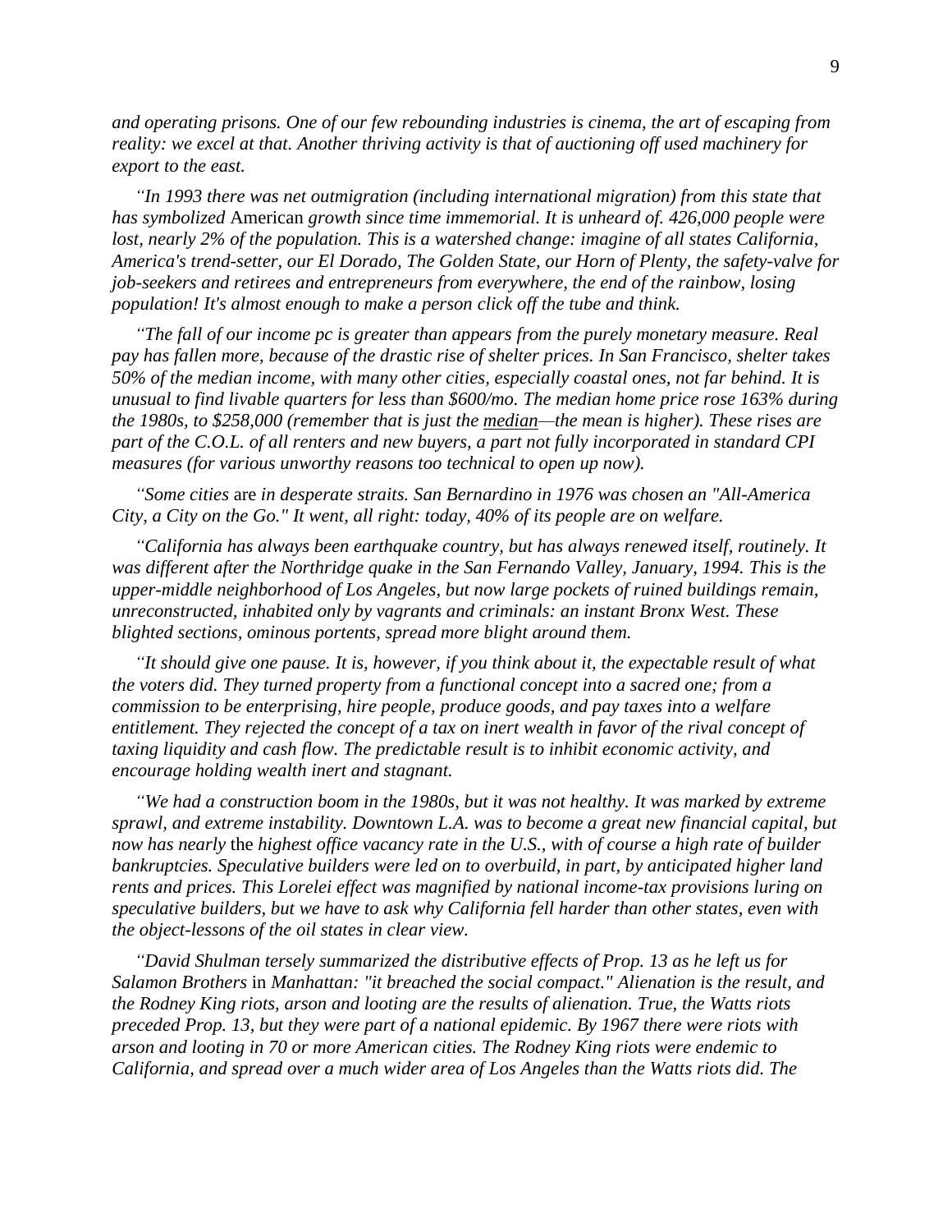*and operating prisons. One of our few rebounding industries is cinema, the art of escaping from reality: we excel at that. Another thriving activity is that of auctioning off used machinery for export to the east.*

*"In 1993 there was net outmigration (including international migration) from this state that has symbolized* American *growth since time immemorial. It is unheard of. 426,000 people were lost, nearly 2% of the population. This is a watershed change: imagine of all states California, America's trend-setter, our El Dorado, The Golden State, our Horn of Plenty, the safety-valve for job-seekers and retirees and entrepreneurs from everywhere, the end of the rainbow, losing population! It's almost enough to make a person click off the tube and think.*

*"The fall of our income pc is greater than appears from the purely monetary measure. Real pay has fallen more, because of the drastic rise of shelter prices. In San Francisco, shelter takes 50% of the median income, with many other cities, especially coastal ones, not far behind. It is unusual to find livable quarters for less than $600/mo. The median home price rose 163% during the 1980s, to $258,000 (remember that is just the median—the mean is higher). These rises are part of the C.O.L. of all renters and new buyers, a part not fully incorporated in standard CPI measures (for various unworthy reasons too technical to open up now).*

*"Some cities* are *in desperate straits. San Bernardino in 1976 was chosen an "All-America City, a City on the Go." It went, all right: today, 40% of its people are on welfare.*

*"California has always been earthquake country, but has always renewed itself, routinely. It was different after the Northridge quake in the San Fernando Valley, January, 1994. This is the upper-middle neighborhood of Los Angeles, but now large pockets of ruined buildings remain, unreconstructed, inhabited only by vagrants and criminals: an instant Bronx West. These blighted sections, ominous portents, spread more blight around them.*

*"It should give one pause. It is, however, if you think about it, the expectable result of what the voters did. They turned property from a functional concept into a sacred one; from a commission to be enterprising, hire people, produce goods, and pay taxes into a welfare entitlement. They rejected the concept of a tax on inert wealth in favor of the rival concept of taxing liquidity and cash flow. The predictable result is to inhibit economic activity, and encourage holding wealth inert and stagnant.*

*"We had a construction boom in the 1980s, but it was not healthy. It was marked by extreme sprawl, and extreme instability. Downtown L.A. was to become a great new financial capital, but now has nearly* the *highest office vacancy rate in the U.S., with of course a high rate of builder bankruptcies. Speculative builders were led on to overbuild, in part, by anticipated higher land rents and prices. This Lorelei effect was magnified by national income-tax provisions luring on speculative builders, but we have to ask why California fell harder than other states, even with the object-lessons of the oil states in clear view.*

*"David Shulman tersely summarized the distributive effects of Prop. 13 as he left us for Salamon Brothers* in *Manhattan: "it breached the social compact." Alienation is the result, and the Rodney King riots, arson and looting are the results of alienation. True, the Watts riots preceded Prop. 13, but they were part of a national epidemic. By 1967 there were riots with arson and looting in 70 or more American cities. The Rodney King riots were endemic to California, and spread over a much wider area of Los Angeles than the Watts riots did. The*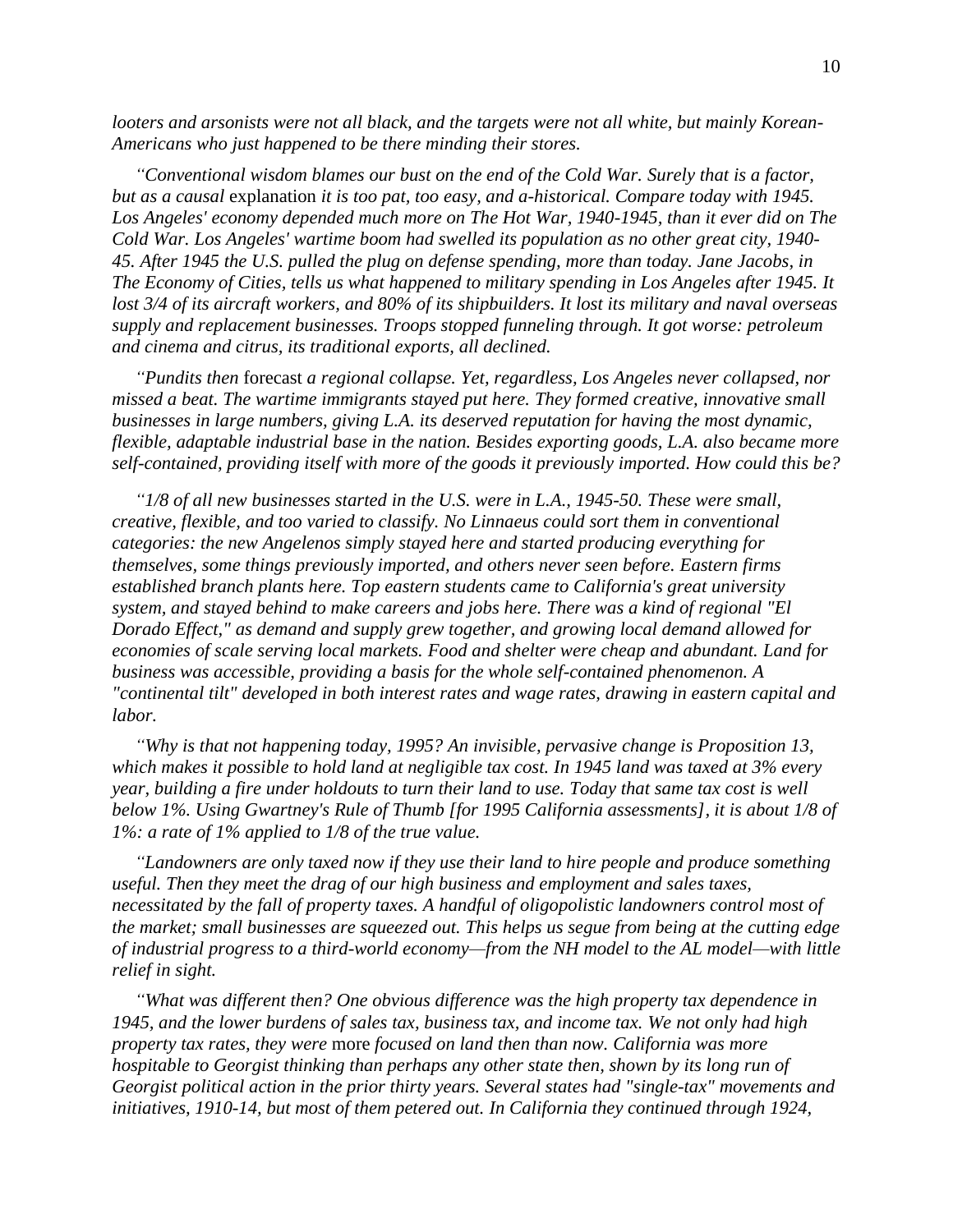*looters and arsonists were not all black, and the targets were not all white, but mainly Korean-Americans who just happened to be there minding their stores.*

*"Conventional wisdom blames our bust on the end of the Cold War. Surely that is a factor, but as a causal* explanation *it is too pat, too easy, and a-historical. Compare today with 1945. Los Angeles' economy depended much more on The Hot War, 1940-1945, than it ever did on The Cold War. Los Angeles' wartime boom had swelled its population as no other great city, 1940-45. After 1945 the U.S. pulled the plug on defense spending, more than today. Jane Jacobs, in The Economy of Cities, tells us what happened to military spending in Los Angeles after 1945. It lost 3/4 of its aircraft workers, and 80% of its shipbuilders. It lost its military and naval overseas supply and replacement businesses. Troops stopped funneling through. It got worse: petroleum and cinema and citrus, its traditional exports, all declined.*

*"Pundits then* forecast *a regional collapse. Yet, regardless, Los Angeles never collapsed, nor missed a beat. The wartime immigrants stayed put here. They formed creative, innovative small businesses in large numbers, giving L.A. its deserved reputation for having the most dynamic, flexible, adaptable industrial base in the nation. Besides exporting goods, L.A. also became more self-contained, providing itself with more of the goods it previously imported. How could this be?*

*"1/8 of all new businesses started in the U.S. were in L.A., 1945-50. These were small, creative, flexible, and too varied to classify. No Linnaeus could sort them in conventional categories: the new Angelenos simply stayed here and started producing everything for themselves, some things previously imported, and others never seen before. Eastern firms established branch plants here. Top eastern students came to California's great university system, and stayed behind to make careers and jobs here. There was a kind of regional "El Dorado Effect," as demand and supply grew together, and growing local demand allowed for economies of scale serving local markets. Food and shelter were cheap and abundant. Land for business was accessible, providing a basis for the whole self-contained phenomenon. A "continental tilt" developed in both interest rates and wage rates, drawing in eastern capital and labor.*

*"Why is that not happening today, 1995? An invisible, pervasive change is Proposition 13, which makes it possible to hold land at negligible tax cost. In 1945 land was taxed at 3% every year, building a fire under holdouts to turn their land to use. Today that same tax cost is well below 1%. Using Gwartney's Rule of Thumb [for 1995 California assessments], it is about 1/8 of 1%: a rate of 1% applied to 1/8 of the true value.*

*"Landowners are only taxed now if they use their land to hire people and produce something useful. Then they meet the drag of our high business and employment and sales taxes, necessitated by the fall of property taxes. A handful of oligopolistic landowners control most of the market; small businesses are squeezed out. This helps us segue from being at the cutting edge of industrial progress to a third-world economy—from the NH model to the AL model—with little relief in sight.*

*"What was different then? One obvious difference was the high property tax dependence in 1945, and the lower burdens of sales tax, business tax, and income tax. We not only had high property tax rates, they were* more *focused on land then than now. California was more hospitable to Georgist thinking than perhaps any other state then, shown by its long run of Georgist political action in the prior thirty years. Several states had "single-tax" movements and initiatives, 1910-14, but most of them petered out. In California they continued through 1924,*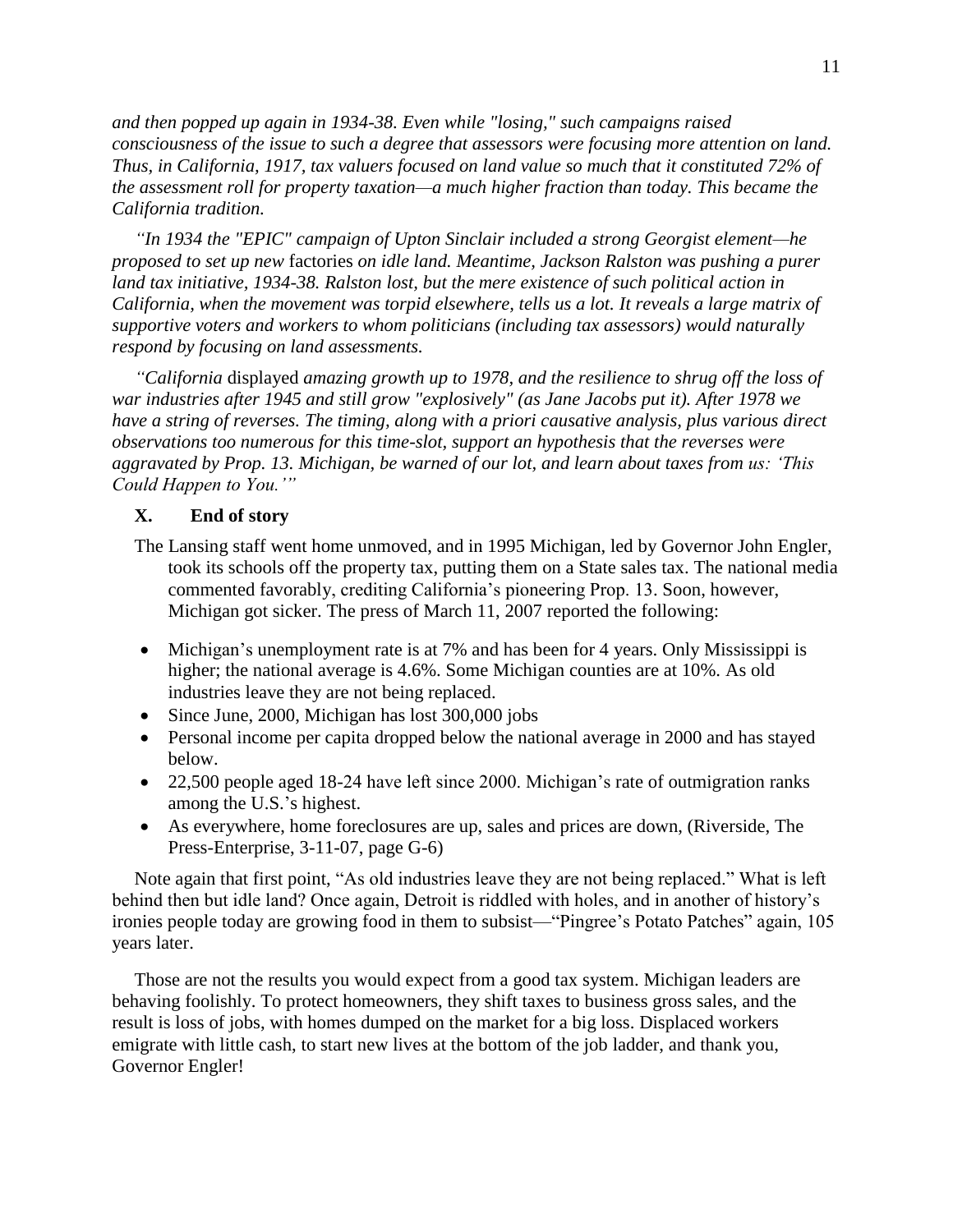*and then popped up again in 1934-38. Even while "losing," such campaigns raised consciousness of the issue to such a degree that assessors were focusing more attention on land. Thus, in California, 1917, tax valuers focused on land value so much that it constituted 72% of the assessment roll for property taxation—a much higher fraction than today. This became the California tradition.*

*"In 1934 the "EPIC" campaign of Upton Sinclair included a strong Georgist element—he proposed to set up new* factories *on idle land. Meantime, Jackson Ralston was pushing a purer land tax initiative, 1934-38. Ralston lost, but the mere existence of such political action in California, when the movement was torpid elsewhere, tells us a lot. It reveals a large matrix of supportive voters and workers to whom politicians (including tax assessors) would naturally respond by focusing on land assessments.*

*"California* displayed *amazing growth up to 1978, and the resilience to shrug off the loss of war industries after 1945 and still grow "explosively" (as Jane Jacobs put it). After 1978 we have a string of reverses. The timing, along with a priori causative analysis, plus various direct observations too numerous for this time-slot, support an hypothesis that the reverses were aggravated by Prop. 13. Michigan, be warned of our lot, and learn about taxes from us: 'This Could Happen to You.'"*

## X. End of story

The Lansing staff went home unmoved, and in 1995 Michigan, led by Governor John Engler, took its schools off the property tax, putting them on a State sales tax. The national media commented favorably, crediting California's pioneering Prop. 13. Soon, however, Michigan got sicker. The press of March 11, 2007 reported the following:

- Michigan's unemployment rate is at 7% and has been for 4 years. Only Mississippi is higher; the national average is 4.6%. Some Michigan counties are at 10%. As old industries leave they are not being replaced.
- Since June, 2000, Michigan has lost 300,000 jobs
- Personal income per capita dropped below the national average in 2000 and has stayed below.
- 22,500 people aged 18-24 have left since 2000. Michigan's rate of outmigration ranks among the U.S.'s highest.
- As everywhere, home foreclosures are up, sales and prices are down, (Riverside, The Press-Enterprise, 3-11-07, page G-6)

Note again that first point, "As old industries leave they are not being replaced." What is left behind then but idle land? Once again, Detroit is riddled with holes, and in another of history's ironies people today are growing food in them to subsist—"Pingree's Potato Patches" again, 105 years later.

Those are not the results you would expect from a good tax system. Michigan leaders are behaving foolishly. To protect homeowners, they shift taxes to business gross sales, and the result is loss of jobs, with homes dumped on the market for a big loss. Displaced workers emigrate with little cash, to start new lives at the bottom of the job ladder, and thank you, Governor Engler!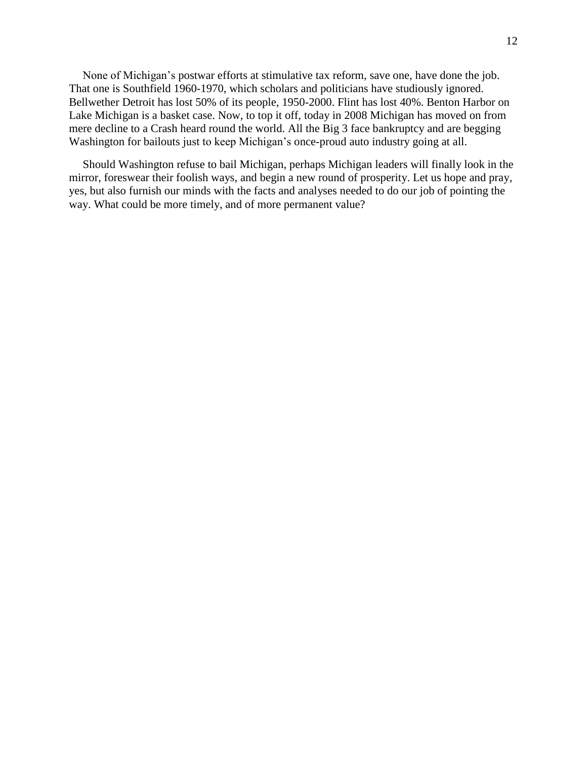None of Michigan's postwar efforts at stimulative tax reform, save one, have done the job. That one is Southfield 1960-1970, which scholars and politicians have studiously ignored. Bellwether Detroit has lost 50% of its people, 1950-2000. Flint has lost 40%. Benton Harbor on Lake Michigan is a basket case. Now, to top it off, today in 2008 Michigan has moved on from mere decline to a Crash heard round the world. All the Big 3 face bankruptcy and are begging Washington for bailouts just to keep Michigan's once-proud auto industry going at all.

Should Washington refuse to bail Michigan, perhaps Michigan leaders will finally look in the mirror, foreswear their foolish ways, and begin a new round of prosperity. Let us hope and pray, yes, but also furnish our minds with the facts and analyses needed to do our job of pointing the way. What could be more timely, and of more permanent value?